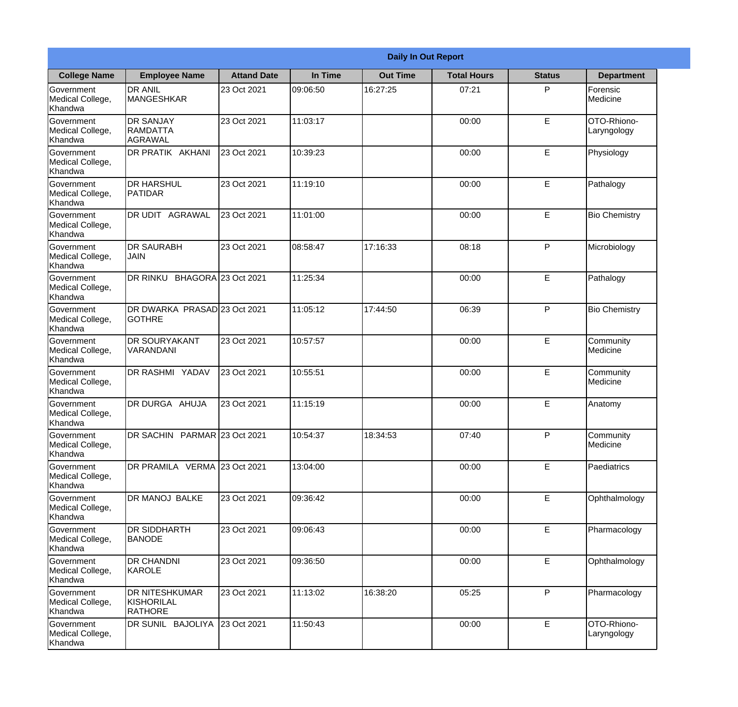# Daily In Out Report

| College Name | Employee Name | Attand Date | In Time | Out Time | Total Hours | Status | Department |
|---|---|---|---|---|---|---|---|
| Government Medical College, Khandwa | DR ANIL MANGESHKAR | 23 Oct 2021 | 09:06:50 | 16:27:25 | 07:21 | P | Forensic Medicine |
| Government Medical College, Khandwa | DR SANJAY RAMDATTA AGRAWAL | 23 Oct 2021 | 11:03:17 | | 00:00 | E | OTO-Rhiono-Laryngology |
| Government Medical College, Khandwa | DR PRATIK AKHANI | 23 Oct 2021 | 10:39:23 | | 00:00 | E | Physiology |
| Government Medical College, Khandwa | DR HARSHUL PATIDAR | 23 Oct 2021 | 11:19:10 | | 00:00 | E | Pathalogy |
| Government Medical College, Khandwa | DR UDIT AGRAWAL | 23 Oct 2021 | 11:01:00 | | 00:00 | E | Bio Chemistry |
| Government Medical College, Khandwa | DR SAURABH JAIN | 23 Oct 2021 | 08:58:47 | 17:16:33 | 08:18 | P | Microbiology |
| Government Medical College, Khandwa | DR RINKU BHAGORA | 23 Oct 2021 | 11:25:34 | | 00:00 | E | Pathalogy |
| Government Medical College, Khandwa | DR DWARKA PRASAD GOTHRE | 23 Oct 2021 | 11:05:12 | 17:44:50 | 06:39 | P | Bio Chemistry |
| Government Medical College, Khandwa | DR SOURYAKANT VARANDANI | 23 Oct 2021 | 10:57:57 | | 00:00 | E | Community Medicine |
| Government Medical College, Khandwa | DR RASHMI YADAV | 23 Oct 2021 | 10:55:51 | | 00:00 | E | Community Medicine |
| Government Medical College, Khandwa | DR DURGA AHUJA | 23 Oct 2021 | 11:15:19 | | 00:00 | E | Anatomy |
| Government Medical College, Khandwa | DR SACHIN PARMAR | 23 Oct 2021 | 10:54:37 | 18:34:53 | 07:40 | P | Community Medicine |
| Government Medical College, Khandwa | DR PRAMILA VERMA | 23 Oct 2021 | 13:04:00 | | 00:00 | E | Paediatrics |
| Government Medical College, Khandwa | DR MANOJ BALKE | 23 Oct 2021 | 09:36:42 | | 00:00 | E | Ophthalmology |
| Government Medical College, Khandwa | DR SIDDHARTH BANODE | 23 Oct 2021 | 09:06:43 | | 00:00 | E | Pharmacology |
| Government Medical College, Khandwa | DR CHANDNI KAROLE | 23 Oct 2021 | 09:36:50 | | 00:00 | E | Ophthalmology |
| Government Medical College, Khandwa | DR NITESHKUMAR KISHORILAL RATHORE | 23 Oct 2021 | 11:13:02 | 16:38:20 | 05:25 | P | Pharmacology |
| Government Medical College, Khandwa | DR SUNIL BAJOLIYA | 23 Oct 2021 | 11:50:43 | | 00:00 | E | OTO-Rhiono-Laryngology |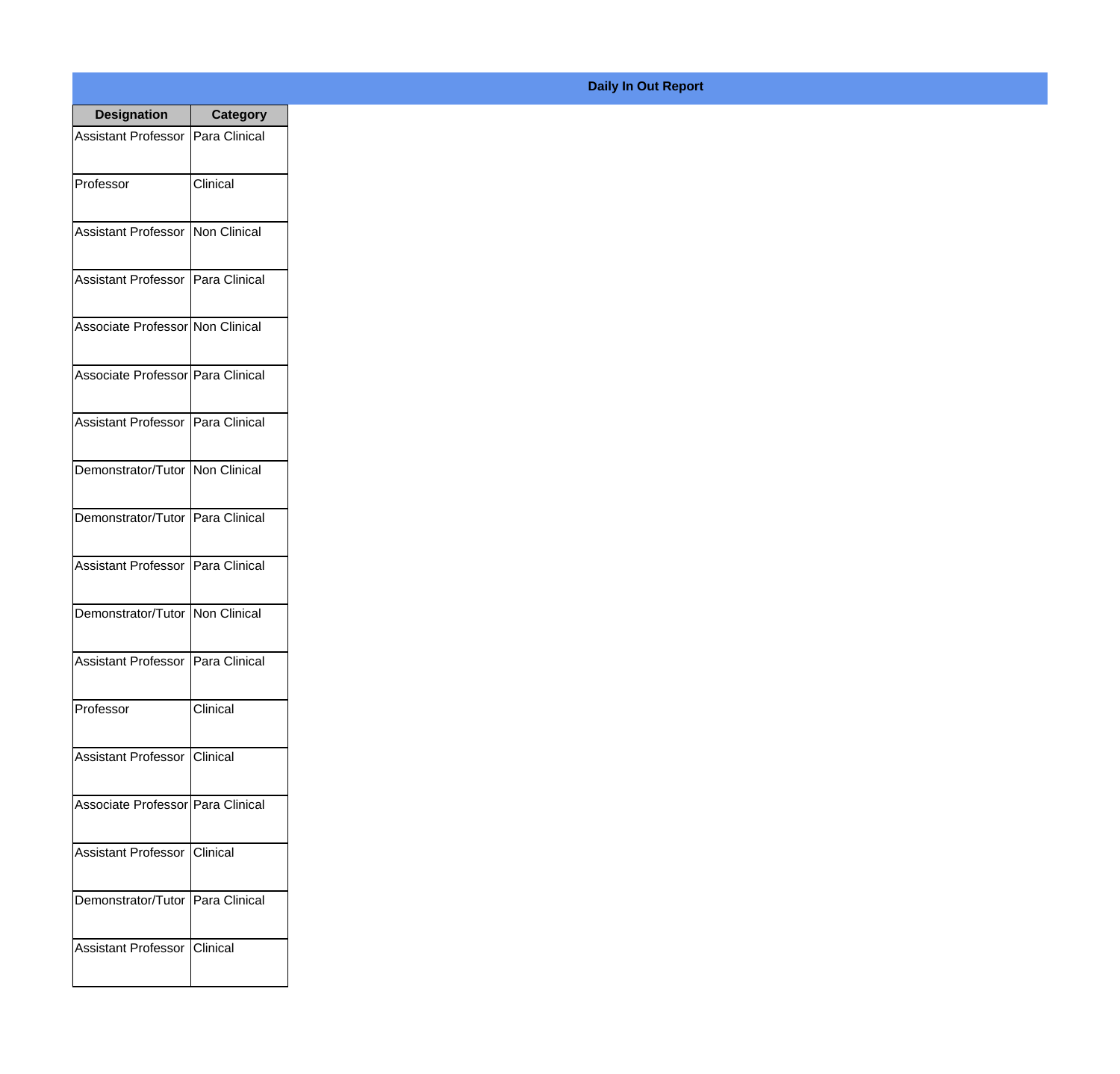**Daily In Out Report**

| Designation | Category |
|---|---|
| Assistant Professor | Para Clinical |
| Professor | Clinical |
| Assistant Professor | Non Clinical |
| Assistant Professor | Para Clinical |
| Associate Professor | Non Clinical |
| Associate Professor | Para Clinical |
| Assistant Professor | Para Clinical |
| Demonstrator/Tutor | Non Clinical |
| Demonstrator/Tutor | Para Clinical |
| Assistant Professor | Para Clinical |
| Demonstrator/Tutor | Non Clinical |
| Assistant Professor | Para Clinical |
| Professor | Clinical |
| Assistant Professor | Clinical |
| Associate Professor | Para Clinical |
| Assistant Professor | Clinical |
| Demonstrator/Tutor | Para Clinical |
| Assistant Professor | Clinical |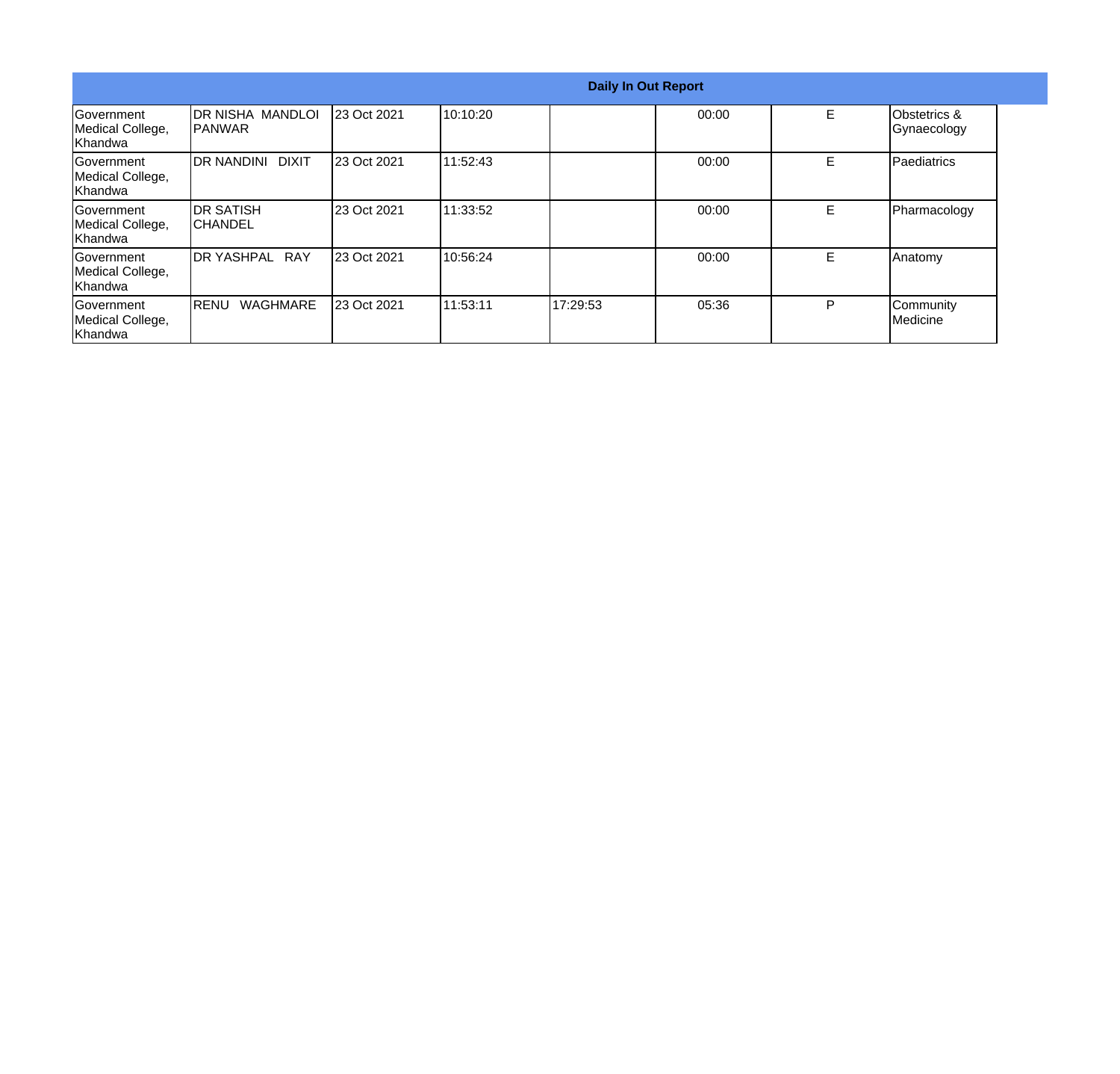**Daily In Out Report**

| | | | | | | | |
|---|---|---|---|---|---|---|---|
| Government Medical College, Khandwa | DR NISHA MANDLOI PANWAR | 23 Oct 2021 | 10:10:20 | | 00:00 | E | Obstetrics & Gynaecology |
| Government Medical College, Khandwa | DR NANDINI DIXIT | 23 Oct 2021 | 11:52:43 | | 00:00 | E | Paediatrics |
| Government Medical College, Khandwa | DR SATISH CHANDEL | 23 Oct 2021 | 11:33:52 | | 00:00 | E | Pharmacology |
| Government Medical College, Khandwa | DR YASHPAL RAY | 23 Oct 2021 | 10:56:24 | | 00:00 | E | Anatomy |
| Government Medical College, Khandwa | RENU WAGHMARE | 23 Oct 2021 | 11:53:11 | 17:29:53 | 05:36 | P | Community Medicine |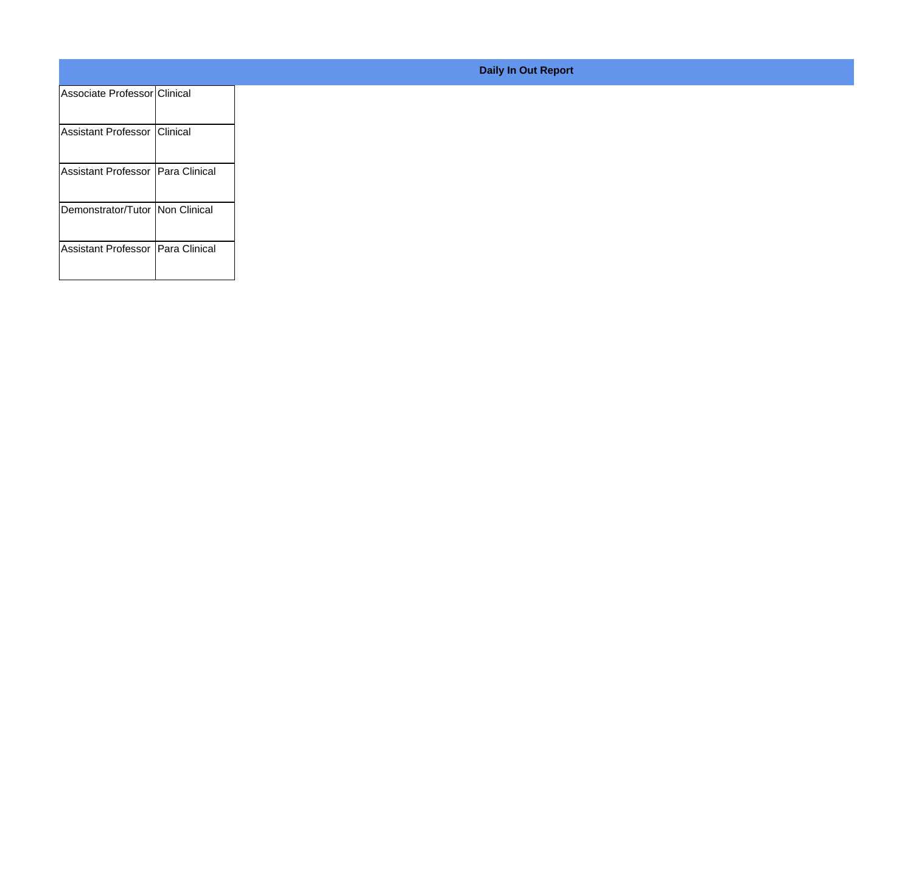**Daily In Out Report**

| | |
|---|---|
| Associate Professor | Clinical |
| Assistant Professor | Clinical |
| Assistant Professor | Para Clinical |
| Demonstrator/Tutor | Non Clinical |
| Assistant Professor | Para Clinical |